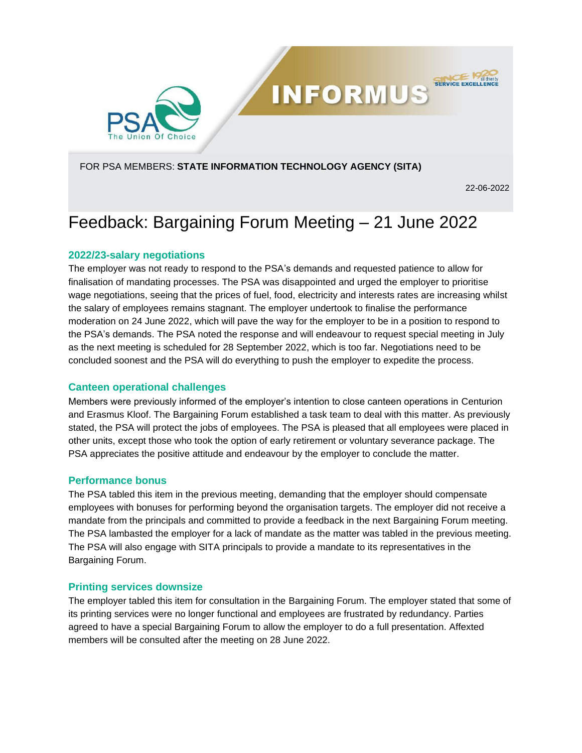FOR PSA MEMBERS: **STATE INFORMATION TECHNOLOGY AGENCY (SITA)**

22-06-2022

# Feedback: Bargaining Forum Meeting – 21 June 2022

## 2022/23-salary negotiations

The employer was not ready to respond to the PSA's demands and requested patience to allow for finalisation of mandating processes. The PSA was disappointed and urged the employer to prioritise wage negotiations, seeing that the prices of fuel, food, electricity and interests rates are increasing whilst the salary of employees remains stagnant. The employer undertook to finalise the performance moderation on 24 June 2022, which will pave the way for the employer to be in a position to respond to the PSA's demands. The PSA noted the response and will endeavour to request special meeting in July as the next meeting is scheduled for 28 September 2022, which is too far. Negotiations need to be concluded soonest and the PSA will do everything to push the employer to expedite the process.

## Canteen operational challenges

Members were previously informed of the employer's intention to close canteen operations in Centurion and Erasmus Kloof. The Bargaining Forum established a task team to deal with this matter. As previously stated, the PSA will protect the jobs of employees. The PSA is pleased that all employees were placed in other units, except those who took the option of early retirement or voluntary severance package. The PSA appreciates the positive attitude and endeavour by the employer to conclude the matter.

## Performance bonus

The PSA tabled this item in the previous meeting, demanding that the employer should compensate employees with bonuses for performing beyond the organisation targets. The employer did not receive a mandate from the principals and committed to provide a feedback in the next Bargaining Forum meeting. The PSA lambasted the employer for a lack of mandate as the matter was tabled in the previous meeting. The PSA will also engage with SITA principals to provide a mandate to its representatives in the Bargaining Forum.

## Printing services downsize

The employer tabled this item for consultation in the Bargaining Forum. The employer stated that some of its printing services were no longer functional and employees are frustrated by redundancy. Parties agreed to have a special Bargaining Forum to allow the employer to do a full presentation. Affexted members will be consulted after the meeting on 28 June 2022.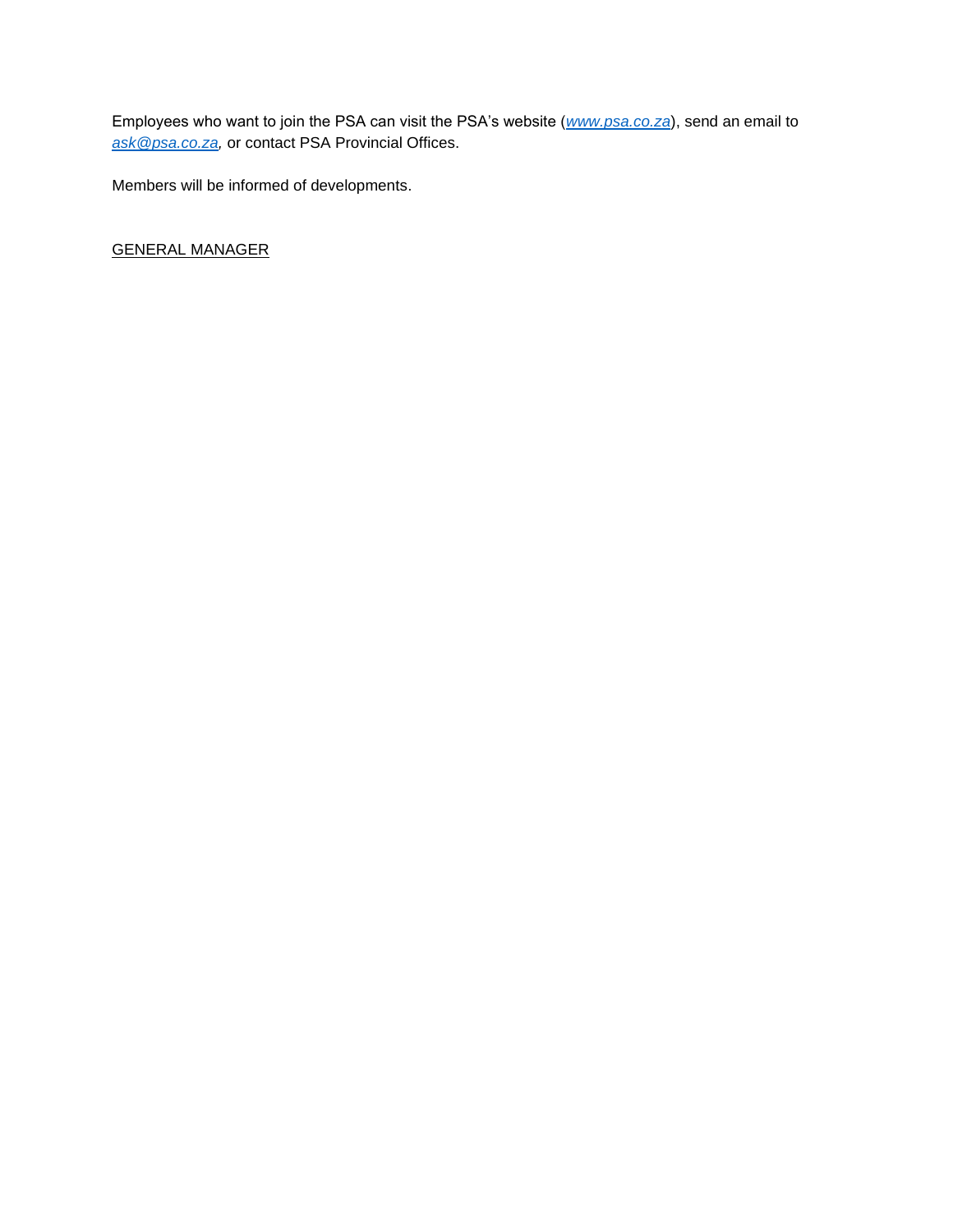Employees who want to join the PSA can visit the PSA's website (*www.psa.co.za*), send an email to *ask@psa.co.za,* or contact PSA Provincial Offices.

Members will be informed of developments.

GENERAL MANAGER